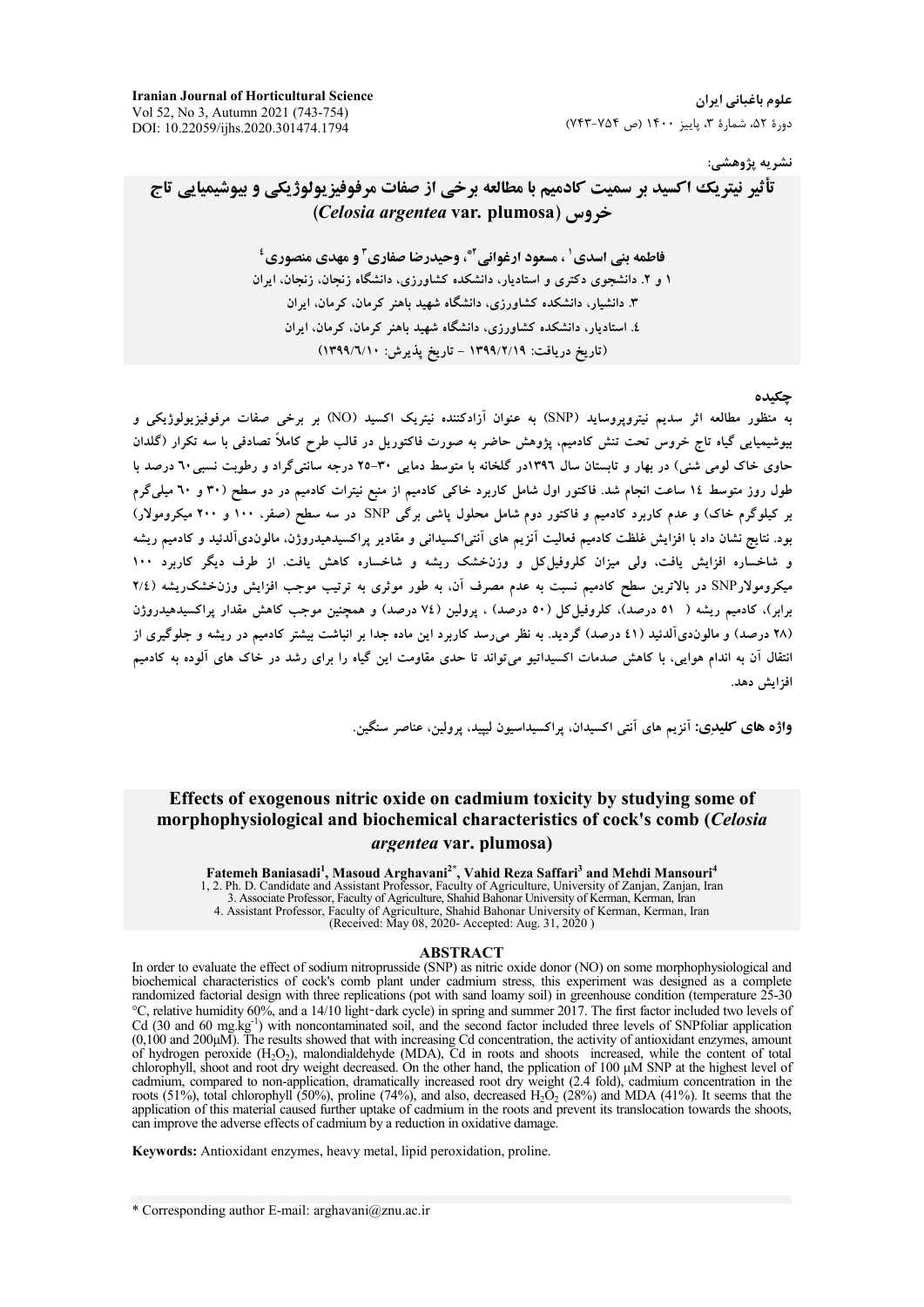نشریه پژوهشی:

# تأثیر نیتریک اکسید بر سمیت کادمیم با مطالعه برخی از صفات مرفوفیزیولوژیکی و بیوشیمیایی تاج خروس (*Celosia argentea* var. plumosa)

**فاطمه بنی اسدی[1]، مسعود ارغوانی[2*]، وحیدرضا صفاری[3] و مهدی منصوری[4]**

۱ و ۲. دانشجوی دکتری و استادیار، دانشکده کشاورزی، دانشگاه زنجان، زنجان، ایران

۳. دانشیار، دانشکده کشاورزی، دانشگاه شهید باهنر کرمان، کرمان، ایران

۴. استادیار، دانشکده کشاورزی، دانشگاه شهید باهنر کرمان، کرمان، ایران

(تاریخ دریافت: ۱۳۹۹/۲/۱۹ - تاریخ پذیرش: ۱۳۹۹/۶/۱۰)

## چکیده

به منظور مطالعه اثر سدیم نیتروپروساید (SNP) به عنوان آزادکننده نیتریک اکسید (NO) بر برخی صفات مرفوفیزیولوژیکی و بیوشیمیایی گیاه تاج خروس تحت تنش کادمیم، پژوهش حاضر به صورت فاکتوریل در قالب طرح کاملاً تصادفی با سه تکرار (گلدان حاوی خاک لومی شنی) در بهار و تابستان سال ۱۳۹۶در گلخانه با متوسط دمایی ۳۰-۲۵ درجه سانتی‌گراد و رطوبت نسبی۶۰ درصد با طول روز متوسط ۱۴ ساعت انجام شد. فاکتور اول شامل کاربرد خاکی کادمیم از منبع نیترات کادمیم در دو سطح (۳۰ و ۶۰ میلی‌گرم بر کیلوگرم خاک) و عدم کاربرد کادمیم و فاکتور دوم شامل محلول پاشی برگی SNP در سه سطح (صفر، ۱۰۰ و ۲۰۰ میکرومولار) بود. نتایج نشان داد با افزایش غلظت کادمیم فعالیت آنزیم های آنتی‌اکسیدانی و مقادیر پراکسیدهیدروژن، مالون‌دی‌آلدئید و کادمیم ریشه و شاخساره افزایش یافت، ولی میزان کلروفیل‌کل و وزن‌خشک ریشه و شاخساره کاهش یافت. از طرف دیگر کاربرد ۱۰۰ میکرومولارSNP در بالاترین سطح کادمیم نسبت به عدم مصرف آن، به طور موثری به ترتیب موجب افزایش وزن‌خشک‌ریشه (۲/۴ برابر)، کادمیم ریشه (۵۱ درصد)، کلروفیل‌کل (۵۰ درصد) ، پرولین (۷۴ درصد) و همچنین موجب کاهش مقدار پراکسیدهیدروژن (۲۸ درصد) و مالون‌دی‌آلدئید (۴۱ درصد) گردید. به نظر می‌رسد کاربرد این ماده جدا بر انباشت بیشتر کادمیم در ریشه و جلوگیری از انتقال آن به اندام هوایی، با کاهش صدمات اکسیداتیو می‌تواند تا حدی مقاومت این گیاه را برای رشد در خاک های آلوده به کادمیم افزایش دهد.

**واژه های کلیدی:** آنزیم های آنتی اکسیدان، پراکسیداسیون لیپید، پرولین، عناصر سنگین.

# Effects of exogenous nitric oxide on cadmium toxicity by studying some of morphophysiological and biochemical characteristics of cock's comb (*Celosia argentea* var. plumosa)

**Fatemeh Baniasadi[1], Masoud Arghavani[2*], Vahid Reza Saffari[3] and Mehdi Mansouri[4]**

1, 2. Ph. D. Candidate and Assistant Professor, Faculty of Agriculture, University of Zanjan, Zanjan, Iran

3. Associate Professor, Faculty of Agriculture, Shahid Bahonar University of Kerman, Kerman, Iran

4. Assistant Professor, Faculty of Agriculture, Shahid Bahonar University of Kerman, Kerman, Iran

(Received: May 08, 2020- Accepted: Aug. 31, 2020 )

## ABSTRACT

In order to evaluate the effect of sodium nitroprusside (SNP) as nitric oxide donor (NO) on some morphophysiological and biochemical characteristics of cock's comb plant under cadmium stress, this experiment was designed as a complete randomized factorial design with three replications (pot with sand loamy soil) in greenhouse condition (temperature 25-30 °C, relative humidity 60%, and a 14/10 light-dark cycle) in spring and summer 2017. The first factor included two levels of Cd (30 and 60 mg.kg$^{-1}$) with noncontaminated soil, and the second factor included three levels of SNPfoliar application (0,100 and 200μM). The results showed that with increasing Cd concentration, the activity of antioxidant enzymes, amount of hydrogen peroxide ($H_2O_2$), malondialdehyde (MDA), Cd in roots and shoots increased, while the content of total chlorophyll, shoot and root dry weight decreased. On the other hand, the pplication of 100 μM SNP at the highest level of cadmium, compared to non-application, dramatically increased root dry weight (2.4 fold), cadmium concentration in the roots (51%), total chlorophyll (50%), proline (74%), and also, decreased $H_2O_2$ (28%) and MDA (41%). It seems that the application of this material caused further uptake of cadmium in the roots and prevent its translocation towards the shoots, can improve the adverse effects of cadmium by a reduction in oxidative damage.

**Keywords:** Antioxidant enzymes, heavy metal, lipid peroxidation, proline.

* Corresponding author E-mail: arghavani@znu.ac.ir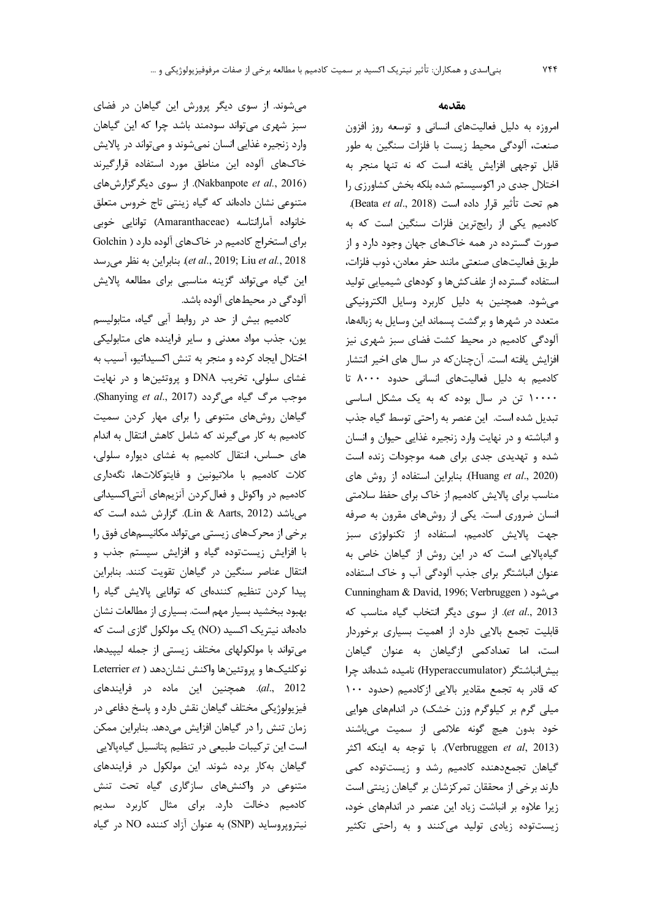## مقدمه

امروزه به دلیل فعالیت‌های انسانی و توسعه روز افزون صنعت، آلودگی محیط زیست با فلزات سنگین به طور قابل توجهی افزایش یافته است که نه تنها منجر به اختلال جدی در اکوسیستم شده بلکه بخش کشاورزی را هم تحت تأثیر قرار داده است (Beata *et al*., 2018). کادمیم یکی از رایج‌ترین فلزات سنگین است که به صورت گسترده در همه خاک‌های جهان وجود دارد و از طریق فعالیت‌های صنعتی مانند حفر معادن، ذوب فلزات، استفاده گسترده از علف‌کش‌ها و کودهای شیمیایی تولید می‌شود. همچنین به دلیل کاربرد وسایل الکترونیکی متعدد در شهرها و برگشت پسماند این وسایل به زباله‌ها، آلودگی کادمیم در محیط کشت فضای سبز شهری نیز افزایش یافته است. آن‌چنان‌که در سال های اخیر انتشار کادمیم به دلیل فعالیت‌های انسانی حدود ۸۰۰۰ تا ۱۰۰۰۰ تن در سال بوده که به یک مشکل اساسی تبدیل شده است. این عنصر به راحتی توسط گیاه جذب و انباشته و در نهایت وارد زنجیره غذایی حیوان و انسان شده و تهدیدی جدی برای همه موجودات زنده است (Huang *et al*., 2020). بنابراین استفاده از روش های مناسب برای پالایش کادمیم از خاک برای حفظ سلامتی انسان ضروری است. یکی از روش‌های مقرون به صرفه جهت پالایش کادمیم، استفاده از تکنولوژی سبز گیاه‌پالایی است که در این روش از گیاهان خاص به عنوان انباشتگر برای جذب آلودگی آب و خاک استفاده می‌شود (Cunningham & David, 1996; Verbruggen *et al*., 2013). از سوی دیگر انتخاب گیاه مناسب که قابلیت تجمع بالایی دارد از اهمیت بسیاری برخوردار است، اما تعدادکمی ازگیاهان به عنوان گیاهان بیش‌انباشتگر (Hyperaccumulator) نامیده شده‌اند چرا که قادر به تجمع مقادیر بالایی ازکادمیم (حدود ۱۰۰ میلی گرم بر کیلوگرم وزن خشک) در اندام‌های هوایی خود بدون هیچ گونه علائمی از سمیت می‌باشند (Verbruggen *et al*, 2013). با توجه به اینکه اکثر گیاهان تجمع‌دهنده کادمیم رشد و زیست‌توده کمی دارند برخی از محققان تمرکزشان بر گیاهان زینتی است زیرا علاوه بر انباشت زیاد این عنصر در اندام‌های خود، زیست‌توده زیادی تولید می‌کنند و به راحتی تکثیر می‌شوند. از سوی دیگر پرورش این گیاهان در فضای سبز شهری می‌تواند سودمند باشد چرا که این گیاهان وارد زنجیره غذایی انسان نمی‌شوند و می‌تواند در پالایش خاک‌های آلوده این مناطق مورد استفاده قرارگیرند (Nakbanpote *et al*., 2016). از سوی دیگرگزارش‌های متنوعی نشان داده‌اند که گیاه زینتی تاج خروس متعلق خانواده آمارانتاسه (Amaranthaceae) توانایی خوبی برای استخراج کادمیم در خاک‌های آلوده دارد (Golchin *et al*., 2019; Liu *et al*., 2018). بنابراین به نظر می‌رسد این گیاه می‌تواند گزینه مناسبی برای مطالعه پالایش آلودگی در محیط‌های آلوده باشد.

کادمیم بیش از حد در روابط آبی گیاه، متابولیسم یون، جذب مواد معدنی و سایر فراینده های متابولیکی اختلال ایجاد کرده و منجر به تنش اکسیداتیو، آسیب به غشای سلولی، تخریب DNA و پروتئین‌ها و در نهایت موجب مرگ گیاه می‌گردد (Shanying *et al*., 2017). گیاهان روش‌های متنوعی را برای مهار کردن سمیت کادمیم به کار می‌گیرند که شامل کاهش انتقال به اندام های حساس، انتقال کادمیم به غشای دیواره سلولی، کلات کادمیم با ملاتیونین و فایتوکلات‌ها، نگه‌داری کادمیم در واکوئل و فعال‌کردن آنزیم‌های آنتی‌اکسیدانی می‌باشد (Lin & Aarts, 2012). گزارش شده است که برخی از محرک‌های زیستی می‌تواند مکانیسم‌های فوق را با افزایش زیست‌توده گیاه و افزایش سیستم جذب و انتقال عناصر سنگین در گیاهان تقویت کنند. بنابراین پیدا کردن تنظیم کننده‌ای که توانایی پالایش گیاه را بهبود ببخشید بسیار مهم است. بسیاری از مطالعات نشان داده‌اند نیتریک اکسید (NO) یک مولکول گازی است که می‌تواند با مولکولهای مختلف زیستی از جمله لیپیدها، نوکلئیک‌ها و پروتئین‌ها واکنش نشان‌دهد (Leterrier *et al*., 2012). همچنین این ماده در فرایندهای فیزیولوژیکی مختلف گیاهان نقش دارد و پاسخ دفاعی در زمان تنش را در گیاهان افزایش می‌دهد. بنابراین ممکن است این ترکیبات طبیعی در تنظیم پتانسیل گیاه‌پالایی گیاهان به‌کار برده شوند. این مولکول در فرایندهای متنوعی در واکنش‌های سازگاری گیاه تحت تنش کادمیم دخالت دارد. برای مثال کاربرد سدیم نیتروپروساید (SNP) به عنوان آزاد کننده NO در گیاه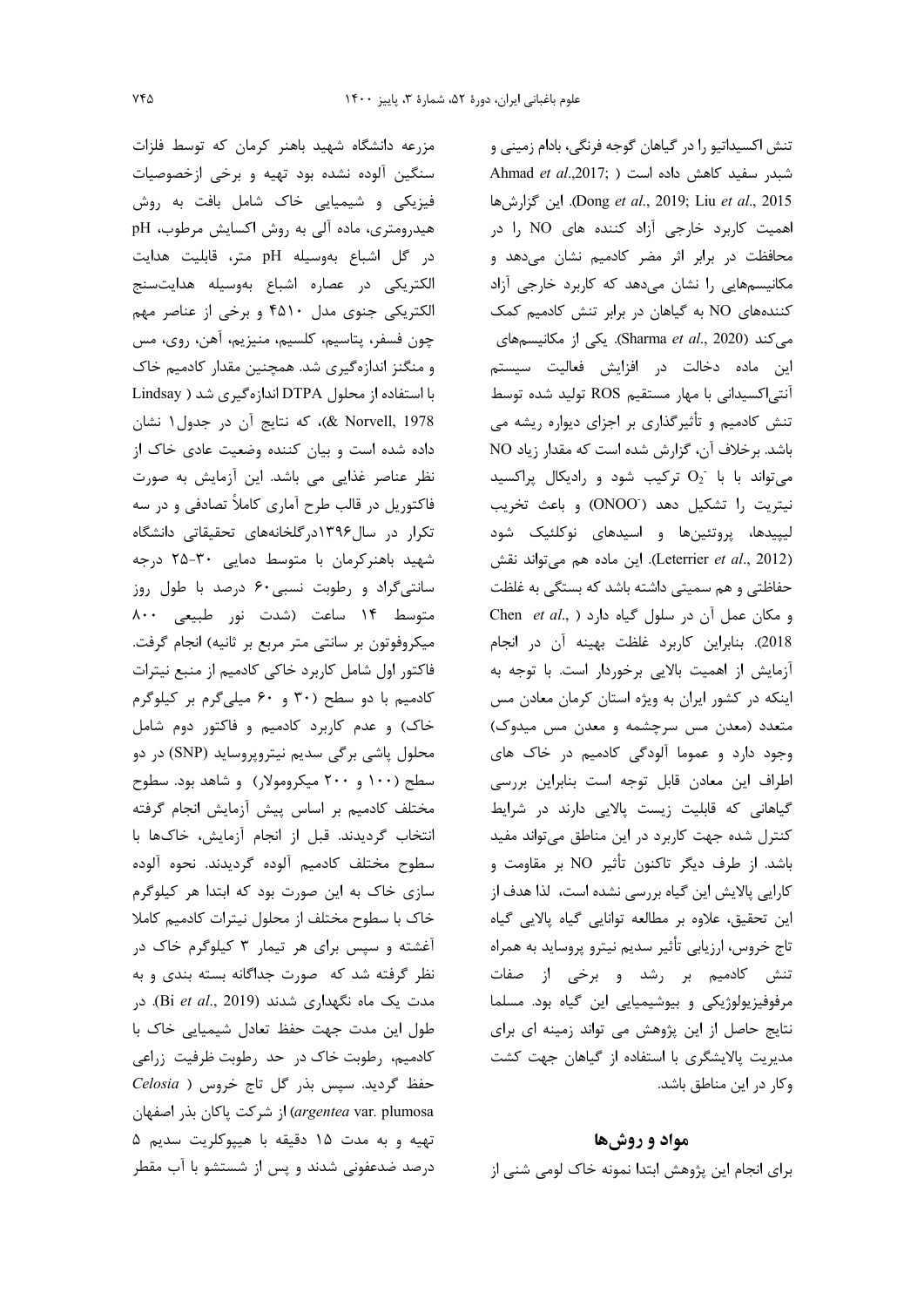تنش اکسیداتیو را در گیاهان گوجه فرنگی، بادام زمینی و شبدر سفید کاهش داده است (Ahmad *et al*.,2017; Dong *et al*., 2019; Liu *et al*., 2015). این گزارش‌ها اهمیت کاربرد خارجی آزاد کننده های NO را در محافظت در برابر اثر مضر کادمیم نشان می‌دهد و مکانیسم‌هایی را نشان می‌دهد که کاربرد خارجی آزاد کننده‌های NO به گیاهان در برابر تنش کادمیم کمک می‌کند (Sharma *et al*., 2020). یکی از مکانیسم‌های این ماده دخالت در افزایش فعالیت سیستم آنتی‌اکسیدانی با مهار مستقیم ROS تولید شده توسط تنش کادمیم و تأثیرگذاری بر اجزای دیواره ریشه می باشد. برخلاف آن، گزارش شده است که مقدار زیاد NO می‌تواند با $O_2^-$ ترکیب شود و رادیکال پراکسید نیتریت را تشکیل دهد ($ONOO^-$) و باعث تخریب لیپیدها، پروتئین‌ها و اسیدهای نوکلئیک شود (Leterrier *et al*., 2012). این ماده هم می‌تواند نقش حفاظتی و هم سمیتی داشته باشد که بستگی به غلظت و مکان عمل آن در سلول گیاه دارد (Chen *et al*., 2018). بنابراین کاربرد غلظت بهینه آن در انجام آزمایش از اهمیت بالایی برخوردار است. با توجه به اینکه در کشور ایران به ویژه استان کرمان معادن مس متعدد (معدن مس سرچشمه و معدن مس میدوک) وجود دارد و عموما آلودگی کادمیم در خاک های اطراف این معادن قابل توجه است بنابراین بررسی گیاهانی که قابلیت زیست پالایی دارند در شرایط کنترل شده جهت کاربرد در این مناطق می‌تواند مفید باشد. از طرف دیگر تاکنون تأثیر NO بر مقاومت و کارایی پالایش این گیاه بررسی نشده است، لذا هدف از این تحقیق، علاوه بر مطالعه توانایی گیاه پالایی گیاه تاج خروس، ارزیابی تأثیر سدیم نیترو پروساید به همراه تنش کادمیم بر رشد و برخی از صفات مرفوفیزیولوژیکی و بیوشیمیایی این گیاه بود. مسلما نتایج حاصل از این پژوهش می تواند زمینه ای برای مدیریت پالایشگری با استفاده از گیاهان جهت کشت وکار در این مناطق باشد.

## مواد و روش‌ها

برای انجام این پژوهش ابتدا نمونه خاک لومی شنی از مزرعه دانشگاه شهید باهنر کرمان که توسط فلزات سنگین آلوده نشده بود تهیه و برخی ازخصوصیات فیزیکی و شیمیایی خاک شامل بافت به روش هیدرومتری، ماده آلی به روش اکسایش مرطوب، pH در گل اشباع به‌وسیله pH متر، قابلیت هدایت الکتریکی در عصاره اشباع به‌وسیله هدایت‌سنج الکتریکی جنوی مدل ۴۵۱۰ و برخی از عناصر مهم چون فسفر، پتاسیم، کلسیم، منیزیم، آهن، روی، مس و منگنز اندازه‌گیری شد. همچنین مقدار کادمیم خاک با استفاده از محلول DTPA اندازه‌گیری شد (Lindsay & Norvell, 1978)، که نتایج آن در جدول۱ نشان داده شده است و بیان کننده وضعیت عادی خاک از نظر عناصر غذایی می باشد. این آزمایش به صورت فاکتوریل در قالب طرح آماری کاملاً تصادفی و در سه تکرار در سال۱۳۹۶درگلخانه‌های تحقیقاتی دانشگاه شهید باهنرکرمان با متوسط دمایی ۳۰-۲۵ درجه سانتی‌گراد و رطوبت نسبی۶۰ درصد با طول روز متوسط ۱۴ ساعت (شدت نور طبیعی ۸۰۰ میکروفوتون بر سانتی متر مربع بر ثانیه) انجام گرفت. فاکتور اول شامل کاربرد خاکی کادمیم از منبع نیترات کادمیم با دو سطح (۳۰ و ۶۰ میلی‌گرم بر کیلوگرم خاک) و عدم کاربرد کادمیم و فاکتور دوم شامل محلول پاشی برگی سدیم نیتروپروساید (SNP) در دو سطح (۱۰۰ و ۲۰۰ میکرومولار) و شاهد بود. سطوح مختلف کادمیم بر اساس پیش آزمایش انجام گرفته انتخاب گردیدند. قبل از انجام آزمایش، خاک‌ها با سطوح مختلف کادمیم آلوده گردیدند. نحوه آلوده سازی خاک به این صورت بود که ابتدا هر کیلوگرم خاک با سطوح مختلف از محلول نیترات کادمیم کاملا آغشته و سپس برای هر تیمار ۳ کیلوگرم خاک در نظر گرفته شد که صورت جداگانه بسته بندی و به مدت یک ماه نگهداری شدند (Bi *et al*., 2019). در طول این مدت جهت حفظ تعادل شیمیایی خاک با کادمیم، رطوبت خاک در حد رطوبت ظرفیت زراعی حفظ گردید. سپس بذر گل تاج خروس (*Celosia argentea* var. plumosa) از شرکت پاکان بذر اصفهان تهیه و به مدت ۱۵ دقیقه با هیپوکلریت سدیم ۵ درصد ضدعفونی شدند و پس از شستشو با آب مقطر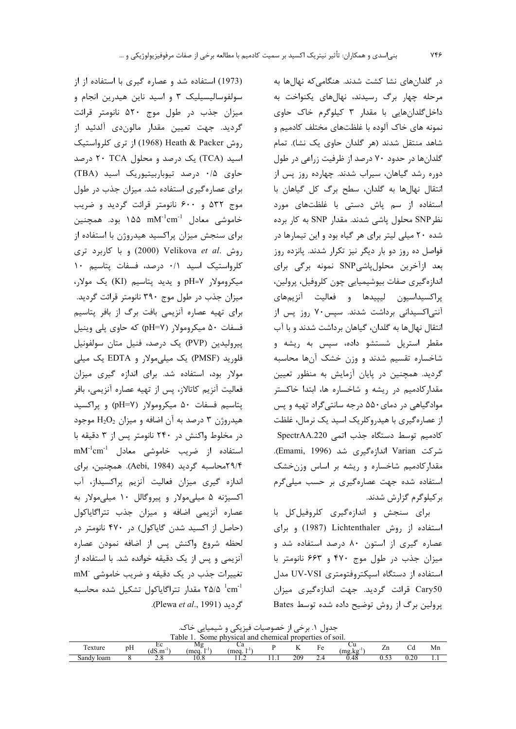در گلدان‌های نشا کشت شدند. هنگامی‌که نهال‌ها به مرحله چهار برگ رسیدند، نهال‌های یکنواخت به داخل‌گلدان‌هایی با مقدار ۳ کیلوگرم خاک حاوی نمونه های خاک آلوده با غلظت‌های مختلف کادمیم و شاهد منتقل شدند (هر گلدان حاوی یک نشا). تمام گلدان‌ها در حدود ۷۰ درصد از ظرفیت زراعی در طول دوره رشد گیاهان، سیراب شدند. چهارده روز پس از انتقال نهال‌ها به گلدان، سطح برگ کل گیاهان با استفاده از سم پاش دستی با غلظت‌های مورد نظرSNP محلول پاشی شدند. مقدار SNP به کار برده شده ۲۰ میلی لیتر برای هر گیاه بود و این تیمارها در فواصل ده روز دو بار دیگر نیز تکرار شدند. پانزده روز بعد ازآخرین محلول‌پاشیSNP نمونه برگی برای اندازه‌گیری صفات بیوشیمیایی چون کلروفیل، پرولین، پراکسیداسیون لیپیدها و فعالیت آنزیم‌های آنتی‌اکسیدانی برداشت شدند. سپس۷۰ روز پس از انتقال نهال‌ها به گلدان، گیاهان برداشت شدند و با آب مقطر استریل شستشو داده، سپس به ریشه و شاخساره تقسیم شدند و وزن خشک آن‌ها محاسبه گردید. همچنین در پایان آزمایش به منظور تعیین مقدارکادمیم در ریشه و شاخساره ها، ابتدا خاکستر موادگیاهی در دمای ۵۵۰ درجه سانتی‌گراد تهیه و پس از عصاره‌گیری با هیدروکلریک اسید یک نرمال، غلظت کادمیم توسط دستگاه جذب اتمی SpectrAA.220 شرکت Varian اندازه‌گیری شد (Emami, 1996). مقدارکادمیم شاخساره و ریشه بر اساس وزن‌خشک استفاده شده جهت عصاره‌گیری بر حسب میلی‌گرم برکیلوگرم گزارش شدند.

برای سنجش و اندازه‌گیری کلروفیل‌کل با استفاده از روش Lichtenthaler (1987) و برای عصاره گیری از استون ۸۰ درصد استفاده شد و میزان جذب در طول موج ۴۷۰ و ۶۶۳ نانومتر با استفاده از دستگاه اسپکتروفتومتری UV-VSI مدل Cary50 قرائت گردید. جهت اندازه‌گیری میزان پرولین برگ از روش توضیح داده شده توسط Bates (1973) استفاده شد و عصاره گیری با استفاده از از سولفوسالیسیلیک ۳ و اسید ناین هیدرین انجام و میزان جذب در طول موج ۵۲۰ نانومتر قرائت گردید. جهت تعیین مقدار مالون‌دی آلدئید از روش Heath & Packer (1968) از تری کلرواستیک اسید (TCA) یک درصد و محلول TCA ۲۰ درصد حاوی ۰/۵ درصد تیوباربیتیوریک اسید (TBA) برای عصاره‌گیری استفاده شد. میزان جذب در طول موج ۵۳۲ و ۶۰۰ نانومتر قرائت گردید و ضریب خاموشی معادل ۱۵۵ $mM^{-1}cm^{-1}$ بود. همچنین برای سنجش میزان پراکسید هیدروژن با استفاده از روش .Velikova *et al* (2000) و با کاربرد تری کلرواستیک اسید ۰/۱ درصد، فسفات پتاسیم ۱۰ میکرومولار pH=۷ و یدید پتاسیم (KI) یک مولار، میزان جذب در طول موج ۳۹۰ نانومتر قرائت گردید. برای تهیه عصاره آنزیمی بافت برگ از بافر پتاسیم فسفات ۵۰ میکرومولار (pH=۷) که حاوی پلی وینیل پیرولیدین (PVP) یک درصد، فنیل متان سولفونیل فلورید (PMSF) یک میلی‌مولار و EDTA یک میلی مولار بود، استفاده شد. برای اندازه گیری میزان فعالیت آنزیم کاتالاز، پس از تهیه عصاره آنزیمی، بافر پتاسیم فسفات ۵۰ میکرومولار (pH=۷) و پراکسید هیدروژن ۳ درصد به آن اضافه و میزان $H_2O_2$ موجود در مخلوط واکنش در ۲۴۰ نانومتر پس از ۳ دقیقه با استفاده از ضریب خاموشی معادل $mM^{-1}cm^{-1}$ ۲۹/۴محاسبه گردید (Aebi, 1984). همچنین، برای اندازه گیری میزان فعالیت آنزیم پراکسیداز، آب اکسیژنه ۵ میلی‌مولار و پیروگالل ۱۰ میلی‌مولار به عصاره آنزیمی اضافه و میزان جذب تتراگایاکول (حاصل از اکسید شدن گایاکول) در ۴۷۰ نانومتر در لحظه شروع واکنش پس از اضافه نمودن عصاره آنزیمی و پس از یک دقیقه خوانده شد. با استفاده از تغییرات جذب در یک دقیقه و ضریب خاموشی $mM^{-1}cm^{-1}$ ۲۵/۵ مقدار تتراگایاکول تشکیل شده محاسبه گردید (Plewa *et al*., 1991).

جدول ۱. برخی از خصوصیات فیزیکی و شیمیایی خاک.

Table 1. Some physical and chemical properties of soil.

| Texture | pH | Ec $(dS.m^{-1})$ | Mg $(meq.\ l^{-1})$ | Ca $(meq.\ l^{-1})$ | P | K | Fe | Cu $(mg.kg^{-1})$ | Zn | Cd | Mn |
|---|---|---|---|---|---|---|---|---|---|---|---|
| Sandy loam | 8 | 2.8 | 10.8 | 11.2 | 11.1 | 209 | 2.4 | 0.48 | 0.53 | 0.20 | 1.1 |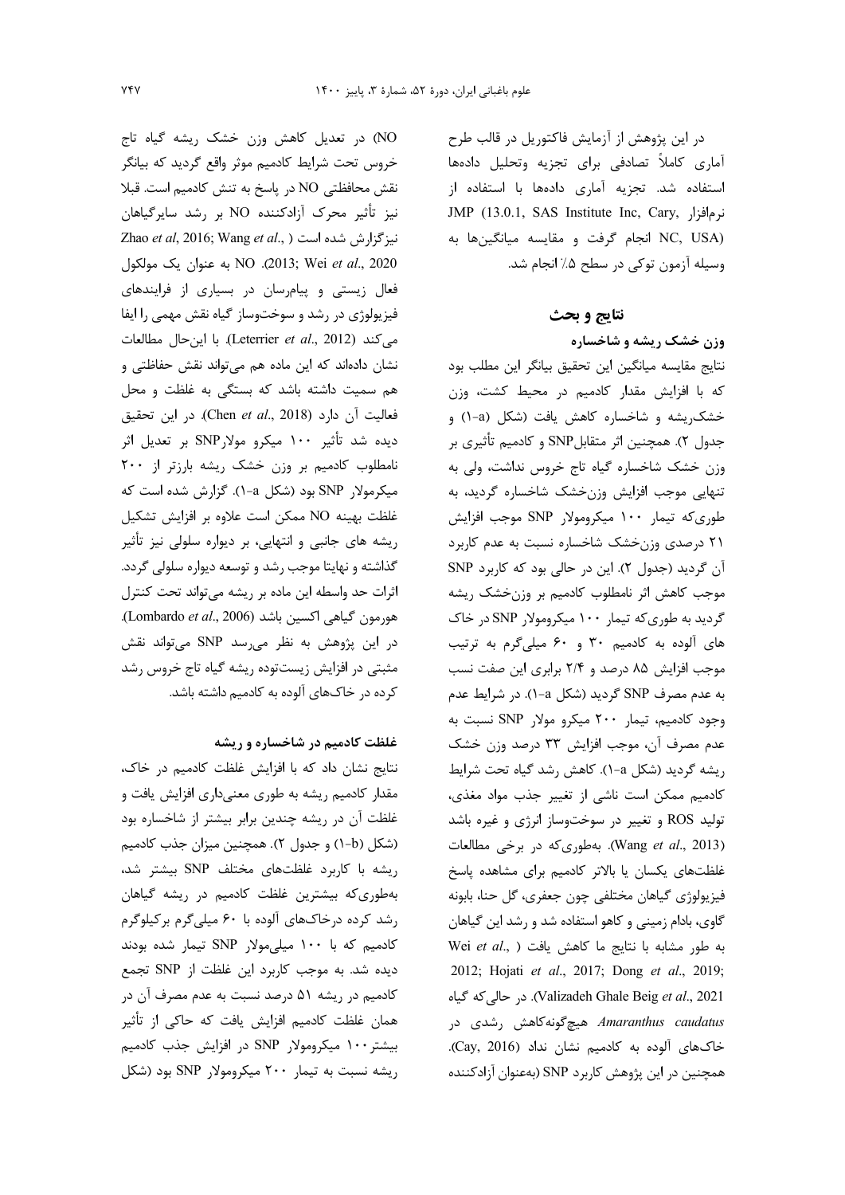در این پژوهش از آزمایش فاکتوریل در قالب طرح آماری کاملاً تصادفی برای تجزیه وتحلیل داده‌ها استفاده شد. تجزیه آماری داده‌ها با استفاده از نرم‌افزار JMP (13.0.1, SAS Institute Inc, Cary, NC, USA) انجام گرفت و مقایسه میانگین‌ها به وسیله آزمون توکی در سطح ۵٪ انجام شد.

## نتایج و بحث

### وزن خشک ریشه و شاخساره

نتایج مقایسه میانگین این تحقیق بیانگر این مطلب بود که با افزایش مقدار کادمیم در محیط کشت، وزن خشک‌ریشه و شاخساره کاهش یافت (شکل (a-۱) و جدول ۲). همچنین اثر متقابل SNP و کادمیم تأثیری بر وزن خشک شاخساره گیاه تاج خروس نداشت، ولی به تنهایی موجب افزایش وزن‌خشک شاخساره گردید، به طوری‌که تیمار ۱۰۰ میکرومولار SNP موجب افزایش ۲۱ درصدی وزن‌خشک شاخساره نسبت به عدم کاربرد آن گردید (جدول ۲). این در حالی بود که کاربرد SNP موجب کاهش اثر نامطلوب کادمیم بر وزن‌خشک ریشه گردید به طوری‌که تیمار ۱۰۰ میکرومولار SNP در خاک های آلوده به کادمیم ۳۰ و ۶۰ میلی‌گرم به ترتیب موجب افزایش ۸۵ درصد و ۲/۴ برابری این صفت نسب به عدم مصرف SNP گردید (شکل a-۱). در شرایط عدم وجود کادمیم، تیمار ۲۰۰ میکرو مولار SNP نسبت به عدم مصرف آن، موجب افزایش ۳۳ درصد وزن خشک ریشه گردید (شکل a-۱). کاهش رشد گیاه تحت شرایط کادمیم ممکن است ناشی از تغییر جذب مواد مغذی، تولید ROS و تغییر در سوخت‌وساز انرژی و غیره باشد (Wang *et al*., 2013). به‌طوری‌که در برخی مطالعات غلظت‌های یکسان یا بالاتر کادمیم برای مشاهده پاسخ فیزیولوژی گیاهان مختلفی چون جعفری، گل حنا، بابونه گاوی، بادام زمینی و کاهو استفاده شد و رشد این گیاهان به طور مشابه با نتایج ما کاهش یافت (Wei *et al*., 2012; Hojati *et al*., 2017; Dong *et al*., 2019; Valizadeh Ghale Beig *et al*., 2021). در حالی‌که گیاه *Amaranthus caudatus* هیچ‌گونه‌کاهش رشدی در خاک‌های آلوده به کادمیم نشان نداد (Cay, 2016). همچنین در این پژوهش کاربرد SNP (به‌عنوان آزادکننده NO) در تعدیل کاهش وزن خشک ریشه گیاه تاج خروس تحت شرایط کادمیم موثر واقع گردید که بیانگر نقش محافظتی NO در پاسخ به تنش کادمیم است. قبلا نیز تأثیر محرک آزادکننده NO بر رشد سایرگیاهان نیزگزارش شده است (Zhao *et al*, 2016; Wang *et al*., 2013; Wei *et al*., 2020). NO به عنوان یک مولکول فعال زیستی و پیام‌رسان در بسیاری از فرایندهای فیزیولوژی در رشد و سوخت‌وساز گیاه نقش مهمی را ایفا می‌کند (Leterrier *et al*., 2012). با این‌حال مطالعات نشان داده‌اند که این ماده هم می‌تواند نقش حفاظتی و هم سمیت داشته باشد که بستگی به غلظت و محل فعالیت آن دارد (Chen *et al*., 2018). در این تحقیق دیده شد تأثیر ۱۰۰ میکرو مولار SNP بر تعدیل اثر نامطلوب کادمیم بر وزن خشک ریشه بارزتر از ۲۰۰ میکرومولار SNP بود (شکل a-۱). گزارش شده است که غلظت بهینه NO ممکن است علاوه بر افزایش تشکیل ریشه های جانبی و انتهایی، بر دیواره سلولی نیز تأثیر گذاشته و نهایتا موجب رشد و توسعه دیواره سلولی گردد. اثرات حد واسطه این ماده بر ریشه می‌تواند تحت کنترل هورمون گیاهی اکسین باشد (Lombardo *et al*., 2006). در این پژوهش به نظر می‌رسد SNP می‌تواند نقش مثبتی در افزایش زیست‌توده ریشه گیاه تاج خروس رشد کرده در خاک‌های آلوده به کادمیم داشته باشد.

### غلظت کادمیم در شاخساره و ریشه

نتایج نشان داد که با افزایش غلظت کادمیم در خاک، مقدار کادمیم ریشه به طوری معنی‌داری افزایش یافت و غلظت آن در ریشه چندین برابر بیشتر از شاخساره بود (شکل (b-۱) و جدول ۲). همچنین میزان جذب کادمیم ریشه با کاربرد غلظت‌های مختلف SNP بیشتر شد، به‌طوری‌که بیشترین غلظت کادمیم در ریشه گیاهان رشد کرده درخاک‌های آلوده با ۶۰ میلی‌گرم برکیلوگرم کادمیم که با ۱۰۰ میلی‌مولار SNP تیمار شده بودند دیده شد. به موجب کاربرد این غلظت از SNP تجمع کادمیم در ریشه ۵۱ درصد نسبت به عدم مصرف آن در همان غلظت کادمیم افزایش یافت که حاکی از تأثیر بیشتر۱۰۰ میکرومولار SNP در افزایش جذب کادمیم ریشه نسبت به تیمار ۲۰۰ میکرومولار SNP بود (شکل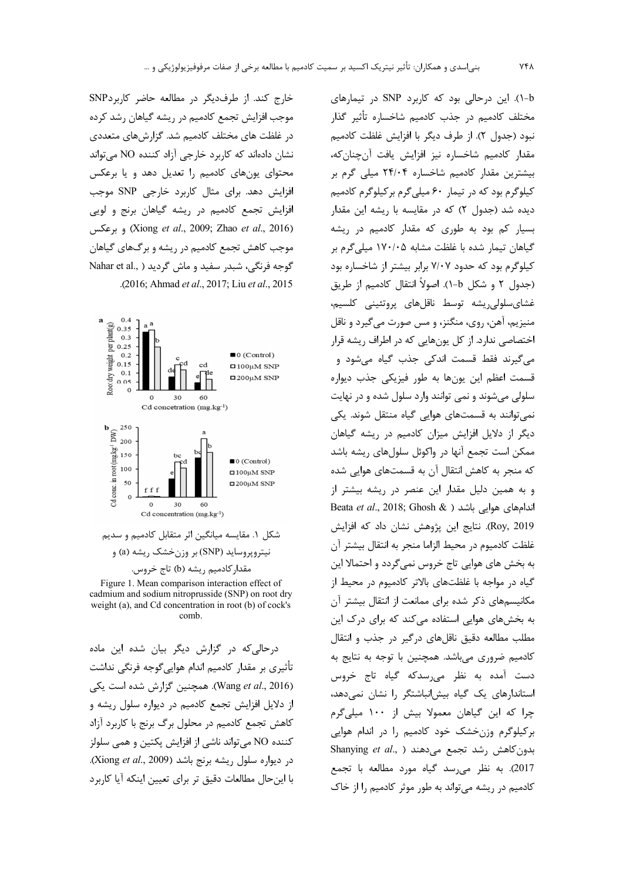b-۱). این درحالی بود که کاربرد SNP در تیمارهای مختلف کادمیم در جذب کادمیم شاخساره تأثیر گذار نبود (جدول ۲). از طرف دیگر با افزایش غلظت کادمیم مقدار کادمیم شاخساره نیز افزایش یافت آن‌چنان‌که، بیشترین مقدار کادمیم شاخساره ۲۴/۰۴ میلی گرم بر کیلوگرم بود که در تیمار ۶۰ میلی‌گرم برکیلوگرم کادمیم دیده شد (جدول ۲) که در مقایسه با ریشه این مقدار بسیار کم بود به طوری که مقدار کادمیم در ریشه گیاهان تیمار شده با غلظت مشابه ۱۷۰/۰۵ میلی‌گرم بر کیلوگرم بود که حدود ۷/۰۷ برابر بیشتر از شاخساره بود (جدول ۲ و شکل b-۱). اصولاً انتقال کادمیم از طریق غشای‌سلولی‌ریشه توسط ناقل‌های پروتئینی کلسیم، منیزیم، آهن، روی، منگنز، و مس صورت می‌گیرد و ناقل اختصاصی ندارد. از کل یون‌هایی که در اطراف ریشه قرار می‌گیرند فقط قسمت اندکی جذب گیاه می‌شود و قسمت اعظم این یون‌ها به طور فیزیکی جذب دیواره سلولی می‌شوند و نمی توانند وارد سلول شده و در نهایت نمی‌توانند به قسمت‌های هوایی گیاه منتقل شوند. یکی دیگر از دلایل افزایش میزان کادمیم در ریشه گیاهان ممکن است تجمع آنها در واکوئل سلول‌های ریشه باشد که منجر به کاهش انتقال آن به قسمت‌های هوایی شده و به همین دلیل مقدار این عنصر در ریشه بیشتر از اندام‌های هوایی باشد (Beata *et al*., 2018; Ghosh & Roy, 2019). نتایج این پژوهش نشان داد که افزایش غلظت کادمیوم در محیط الزاما منجر به انتقال بیشتر آن به بخش های هوایی تاج خروس نمی‌گردد و احتمالا این گیاه در مواجه با غلظت‌های بالاتر کادمیوم در محیط از مکانیسم‌های ذکر شده برای ممانعت از انتقال بیشتر آن به بخش‌های هوایی استفاده می‌کند که برای درک این مطلب مطالعه دقیق ناقل‌های درگیر در جذب و انتقال کادمیم ضروری می‌باشد. همچنین با توجه به نتایج به دست آمده به نظر می‌رسدکه گیاه تاج خروس استانداردهای یک گیاه بیش‌انباشتگر را نشان نمی‌دهد، چرا که این گیاهان معمولا بیش از ۱۰۰ میلی‌گرم برکیلوگرم وزن‌خشک خود کادمیم را در اندام هوایی بدون‌کاهش رشد تجمع می‌دهند (Shanying *et al*., 2017). به نظر می‌رسد گیاه مورد مطالعه با تجمع کادمیم در ریشه می‌تواند به طور موثر کادمیم را از خاک خارج کند. از طرف‌دیگر در مطالعه حاضر کاربردSNP موجب افزایش تجمع کادمیم در ریشه گیاهان رشد کرده در غلظت های مختلف کادمیم شد. گزارش‌های متعددی نشان داده‌اند که کاربرد خارجی آزاد کننده NO می‌تواند محتوای یون‌های کادمیم را تعدیل دهد و یا برعکس افزایش دهد. برای مثال کاربرد خارجی SNP موجب افزایش تجمع کادمیم در ریشه گیاهان برنج و لوبی (Xiong *et al*., 2009; Zhao *et al*., 2016) و برعکس موجب کاهش تجمع کادمیم در ریشه و برگ‌های گیاهان گوجه فرنگی، شبدر سفید و ماش گردید (Nahar et al., 2016; Ahmad *et al*., 2017; Liu *et al*., 2015).

شکل ۱. مقایسه میانگین اثر متقابل کادمیم و سدیم نیتروپروساید (SNP) بر وزن‌خشک ریشه (a) و مقدارکادمیم ریشه (b) تاج خروس.

Figure 1. Mean comparison interaction effect of cadmium and sodium nitroprusside (SNP) on root dry weight (a), and Cd concentration in root (b) of cock's comb.

درحالی‌که در گزارش دیگر بیان شده این ماده تأثیری بر مقدار کادمیم اندام هوایی‌گوجه فرنگی نداشت (Wang *et al*., 2016). همچنین گزارش شده است یکی از دلایل افزایش تجمع کادمیم در دیواره سلول ریشه و کاهش تجمع کادمیم در محلول برگ برنج با کاربرد آزاد کننده NO می‌تواند ناشی از افزایش پکتین و همی سلولز در دیواره سلول ریشه برنج باشد (Xiong *et al*., 2009). با این‌حال مطالعات دقیق تر برای تعیین اینکه آیا کاربرد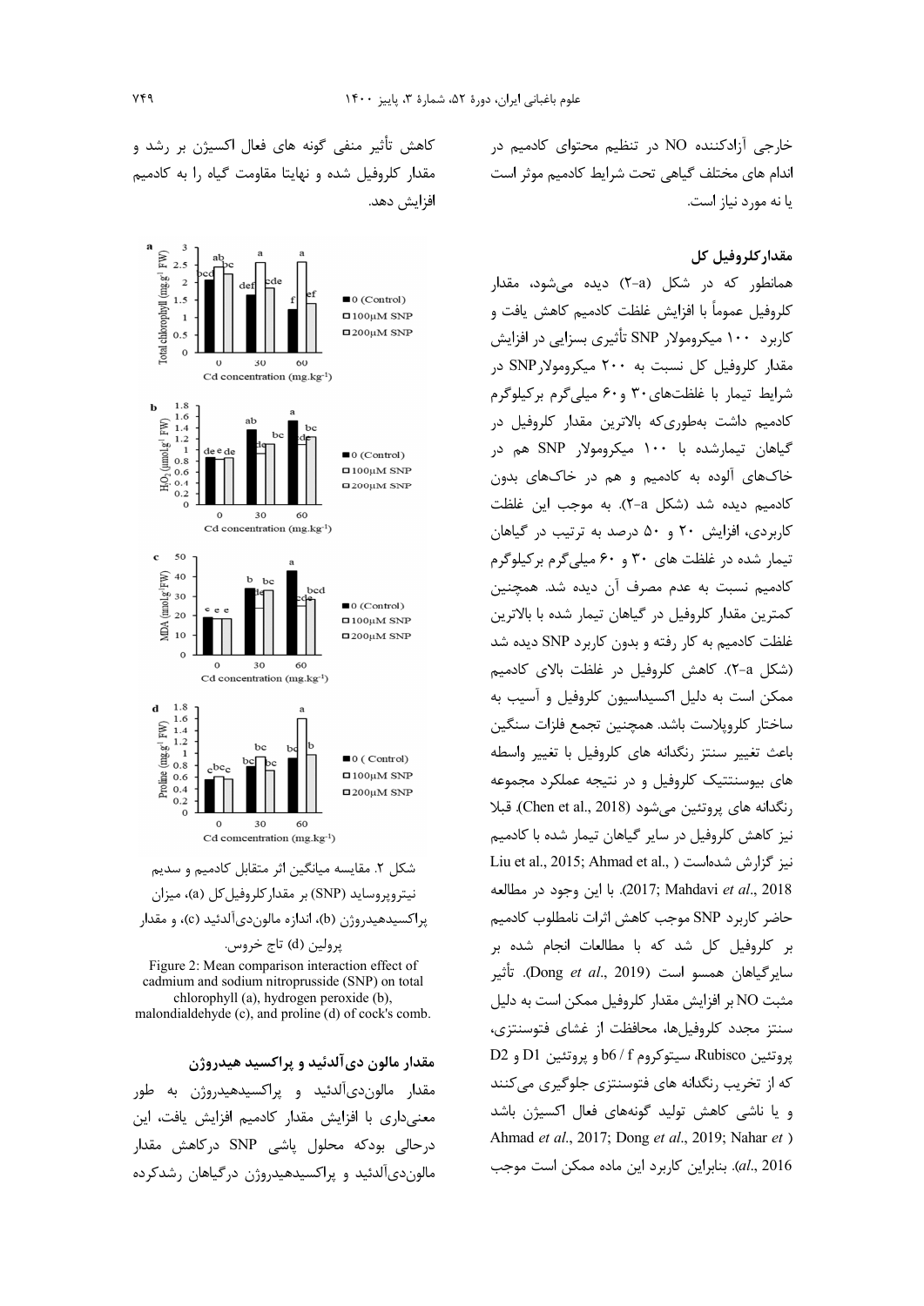خارجی آزادکننده NO در تنظیم محتوای کادمیم در اندام های مختلف گیاهی تحت شرایط کادمیم موثر است یا نه مورد نیاز است.

### مقدارکلروفیل کل

همانطور که در شکل (a-۲) دیده می‌شود، مقدار کلروفیل عموماً با افزایش غلظت کادمیم کاهش یافت و کاربرد ۱۰۰ میکرومولار SNP تأثیری بسزایی در افزایش مقدار کلروفیل کل نسبت به ۲۰۰ میکرومولارSNP در شرایط تیمار با غلظت‌های ۳۰ و۶۰ میلی‌گرم برکیلوگرم کادمیم داشت به‌طوری‌که بالاترین مقدار کلروفیل در گیاهان تیمارشده با ۱۰۰ میکرومولار SNP هم در خاک‌های آلوده به کادمیم و هم در خاک‌های بدون کادمیم دیده شد (شکل a-۲). به موجب این غلظت کاربردی، افزایش ۲۰ و ۵۰ درصد به ترتیب در گیاهان تیمار شده در غلظت های ۳۰ و ۶۰ میلی‌گرم برکیلوگرم کادمیم نسبت به عدم مصرف آن دیده شد. همچنین کمترین مقدار کلروفیل در گیاهان تیمار شده با بالاترین غلظت کادمیم به کار رفته و بدون کاربرد SNP دیده شد (شکل a-۲). کاهش کلروفیل در غلظت بالای کادمیم ممکن است به دلیل اکسیداسیون کلروفیل و آسیب به ساختار کلروپلاست باشد. همچنین تجمع فلزات سنگین باعث تغییر سنتز رنگدانه های کلروفیل با تغییر واسطه های بیوسنتتیک کلروفیل و در نتیجه عملکرد مجموعه رنگدانه های پروتئین می‌شود (Chen et al., 2018). قبلا نیز کاهش کلروفیل در سایر گیاهان تیمار شده با کادمیم نیز گزارش شده‌است (Liu et al., 2015; Ahmad et al., 2017; Mahdavi *et al*., 2018). با این وجود در مطالعه حاضر کاربرد SNP موجب کاهش اثرات نامطلوب کادمیم بر کلروفیل کل شد که با مطالعات انجام شده بر سایرگیاهان همسو است (Dong *et al*., 2019). تأثیر مثبت NO بر افزایش مقدار کلروفیل ممکن است به دلیل سنتز مجدد کلروفیل‌ها، محافظت از غشای فتوسنتزی، پروتئین Rubisco، سیتوکروم b6 / f و پروتئین D1 و D2 که از تخریب رنگدانه های فتوسنتزی جلوگیری می‌کنند و یا ناشی کاهش تولید گونه‌های فعال اکسیژن باشد (Ahmad *et al*., 2017; Dong *et al*., 2019; Nahar *et al*., 2016). بنابراین کاربرد این ماده ممکن است موجب کاهش تأثیر منفی گونه های فعال اکسیژن بر رشد و مقدار کلروفیل شده و نهایتا مقاومت گیاه را به کادمیم افزایش دهد.

شکل ۲. مقایسه میانگین اثر متقابل کادمیم و سدیم نیتروپروساید (SNP) بر مقدارکلروفیل کل (a)، میزان پراکسیدهیدروژن (b)، اندازه مالون‌دی‌آلدئید (c)، و مقدار پرولین (d) تاج خروس.

Figure 2: Mean comparison interaction effect of cadmium and sodium nitroprusside (SNP) on total chlorophyll (a), hydrogen peroxide (b), malondialdehyde (c), and proline (d) of cock's comb.

### مقدار مالون دی‌آلدئید و پراکسید هیدروژن

مقدار مالون‌دی‌آلدئید و پراکسیدهیدروژن به طور معنی‌داری با افزایش مقدار کادمیم افزایش یافت، این درحالی بودکه محلول پاشی SNP درکاهش مقدار مالون‌دی‌آلدئید و پراکسیدهیدروژن درگیاهان رشدکرده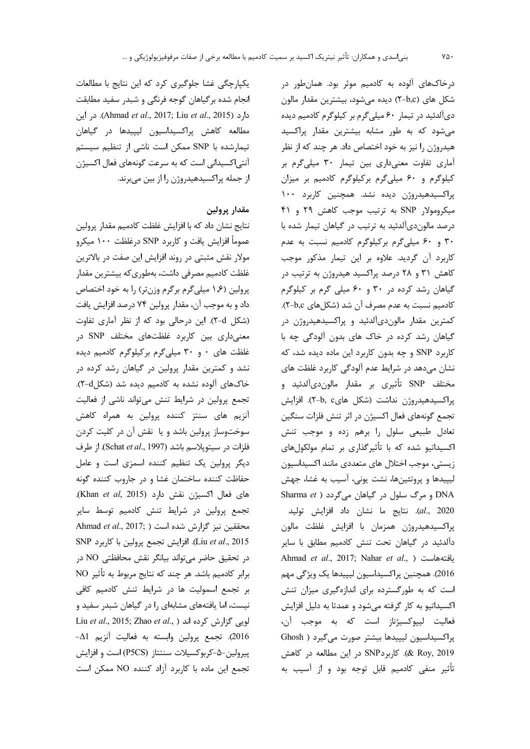درخاک‌های آلوده به کادمیم موثر بود. همان‌طور در شکل های (b,c-۲) دیده می‌شود، بیشترین مقدار مالون دی‌آلدئید در تیمار ۶۰ میلی‌گرم بر کیلوگرم کادمیم دیده می‌شود که به طور مشابه بیشترین مقدار پراکسید هیدروژن را نیز به خود اختصاص داد. هر چند که از نظر آماری تفاوت معنی‌داری بین تیمار ۳۰ میلی‌گرم بر کیلوگرم و ۶۰ میلی‌گرم برکیلوگرم کادمیم بر میزان پراکسیدهیدروژن دیده نشد. همچنین کاربرد ۱۰۰ میکرومولار SNP به ترتیب موجب کاهش ۲۹ و ۴۱ درصد مالون‌دی‌آلدئید به ترتیب در گیاهان تیمار شده با ۳۰ و ۶۰ میلی‌گرم برکیلوگرم کادمیم نسبت به عدم کاربرد آن گردید. علاوه بر این تیمار مذکور موجب کاهش ۳۱ و ۲۸ درصد پراکسید هیدروژن به ترتیب در گیاهان رشد کرده در ۳۰ و ۶۰ میلی گرم بر کیلوگرم کادمیم نسبت به عدم مصرف آن شد (شکل‌های b,c-۲). کمترین مقدار مالون‌دی‌آلدئید و پراکسیدهیدروژن در گیاهان رشد کرده در خاک های بدون آلودگی چه با کاربرد SNP و چه بدون کاربرد این ماده دیده شد، که نشان می‌دهد در شرایط عدم آلودگی کاربرد غلظت های مختلف SNP تأثیری بر مقدار مالون‌دی‌آلدئید و پراکسیدهیدروژن نداشت (شکل های‌b, c-۲). افزایش تجمع گونه‌های فعال اکسیژن در اثر تنش فلزات سنگین تعادل طبیعی سلول را برهم زده و موجب تنش اکسیداتیو شده که با تأثیرگذاری بر تمام مولکول‌های زیستی، موجب اختلال های متعددی مانند اکسیداسیون لیپیدها و پروتئین‌ها، نشت یونی، آسیب به غشا، جهش DNA و مرگ سلول در گیاهان می‌گردد (Sharma *et al.*, 2020). نتایج ما نشان داد افزایش تولید پراکسیدهیدروژن همزمان با افزایش غلظت مالون دآلدئید در گیاهان تحت تنش کادمیم مطابق با سایر یافته‌هاست (Ahmad *et al.*, 2017; Nahar *et al.*, 2016). همچنین پراکسیداسیون لیپیدها یک ویژگی مهم است که به طورگسترده برای اندازه‌گیری میزان تنش اکسیداتیو به کار گرفته می‌شود و عمدتا به دلیل افزایش فعالیت لیپوکسیژناز است که به موجب آن، پراکسیداسیون لیپیدها بیشتر صورت می‌گیرد (Ghosh & Roy, 2019). کاربردSNP در این مطالعه در کاهش تأثیر منفی کادمیم قابل توجه بود و از آسیب به یکپارچگی غشا جلوگیری کرد که این نتایج با مطالعات انجام شده برگیاهان گوجه فرنگی و شبدر سفید مطابقت دارد (Ahmad *et al.*, 2017; Liu *et al.*, 2015). در این مطالعه کاهش پراکسیداسیون لیپیدها در گیاهان تیمارشده با SNP ممکن است ناشی از تنظیم سیستم آنتی‌اکسیدانی است که به سرعت گونه‌های فعال اکسیژن از جمله پراکسیدهیدروژن را از بین می‌برند.

### مقدار پرولین

نتایج نشان داد که با افزایش غلظت کادمیم مقدار پرولین عموماً افزایش یافت و کاربرد SNP درغلظت ۱۰۰ میکرو مولار نقش مثبتی در روند افزایش این صفت در بالاترین غلظت کادمیم مصرفی داشت، به‌طوری‌که بیشترین مقدار پرولین (۱.۶ میلی‌گرم برگرم وزن‌تر) را به خود اختصاص داد و به موجب آن، مقدار پرولین ۷۴ درصد افزایش یافت (شکل d-۲). این درحالی بود که از نظر آماری تفاوت معنی‌داری بین کاربرد غلظت‌های مختلف SNP در غلظت های ۰ و ۳۰ میلی‌گرم برکیلوگرم کادمیم دیده نشد و کمترین مقدار پرولین در گیاهان رشد کرده در خاک‌های آلوده نشده به کادمیم دیده شد (شکلd-۲). تجمع پرولین در شرایط تنش می‌تواند ناشی از فعالیت آنزیم های سنتز کننده پرولین به همراه کاهش سوخت‌وساز پرولین باشد و یا نقش آن در کلیت کردن فلزات در سیتوپلاسم باشد (Schat *et al.*, 1997). از طرف دیگر پرولین یک تنظیم کننده اسمزی است و عامل حفاظت کننده ساختمان غشا و در جاروب کننده گونه های فعال اکسیژن نقش دارد (Khan *et al*, 2015). تجمع پرولین در شرایط تنش کادمیم توسط سایر محققین نیز گزارش شده است (Ahmad *et al.*, 2017; Liu *et al.*, 2015). افزایش تجمع پرولین با کاربرد SNP در تحقیق حاضر می‌تواند بیانگر نقش محافظتی NO در برابر کادمیم باشد. هر چند که نتایج مربوط به تأثیر NO بر تجمع اسمولیت ها در شرایط تنش کادمیم کافی نیست، اما یافته‌های مشابه‌ای را در گیاهان شبدر سفید و لوبی گزارش کرده اند (Liu *et al.*, 2015; Zhao *et al.*, 2016). تجمع پرولین وابسته به فعالیت آنزیم Δ1-پیرولین-۵-کربوکسیلات سنتتاز (P5CS) است و افزایش تجمع این ماده با کاربرد آزاد کننده NO ممکن است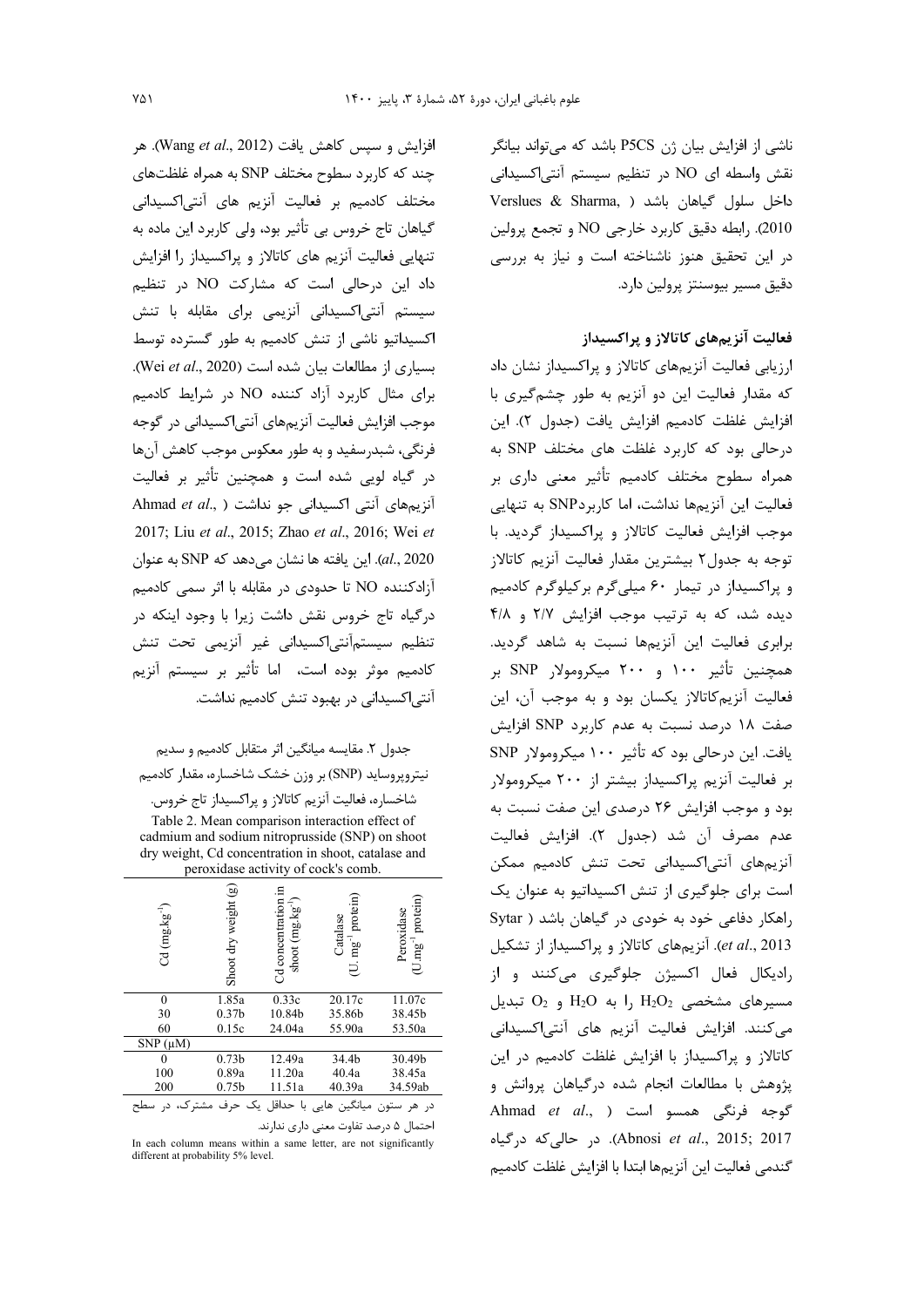ناشی از افزایش بیان ژن P5CS باشد که می‌تواند بیانگر نقش واسطه ای NO در تنظیم سیستم آنتی‌اکسیدانی داخل سلول گیاهان باشد (Verslues & Sharma, 2010). رابطه دقیق کاربرد خارجی NO و تجمع پرولین در این تحقیق هنوز ناشناخته است و نیاز به بررسی دقیق مسیر بیوسنتز پرولین دارد.

### فعالیت آنزیم‌های کاتالاز و پراکسیداز

ارزیابی فعالیت آنزیم‌های کاتالاز و پراکسیداز نشان داد که مقدار فعالیت این دو آنزیم به طور چشم‌گیری با افزایش غلظت کادمیم افزایش یافت (جدول ۲). این درحالی بود که کاربرد غلظت های مختلف SNP به همراه سطوح مختلف کادمیم تأثیر معنی داری بر فعالیت این آنزیم‌ها نداشت، اما کاربردSNP به تنهایی موجب افزایش فعالیت کاتالاز و پراکسیداز گردید. با توجه به جدول۲ بیشترین مقدار فعالیت آنزیم کاتالاز و پراکسیداز در تیمار ۶۰ میلی‌گرم برکیلوگرم کادمیم دیده شد، که به ترتیب موجب افزایش ۲/۷ و ۴/۸ برابری فعالیت این آنزیم‌ها نسبت به شاهد گردید. همچنین تأثیر ۱۰۰ و ۲۰۰ میکرومولار SNP بر فعالیت آنزیم‌کاتالاز یکسان بود و به موجب آن، این صفت ۱۸ درصد نسبت به عدم کاربرد SNP افزایش یافت. این درحالی بود که تأثیر ۱۰۰ میکرومولار SNP بر فعالیت آنزیم پراکسیداز بیشتر از ۲۰۰ میکرومولار بود و موجب افزایش ۲۶ درصدی این صفت نسبت به عدم مصرف آن شد (جدول ۲). افزایش فعالیت آنزیم‌های آنتی‌اکسیدانی تحت تنش کادمیم ممکن است برای جلوگیری از تنش اکسیداتیو به عنوان یک راهکار دفاعی خود به خودی در گیاهان باشد (Sytar *et al*., 2013). آنزیم‌های کاتالاز و پراکسیداز از تشکیل رادیکال فعال اکسیژن جلوگیری می‌کنند و از مسیرهای مشخصی $H_2O_2$ را به $H_2O$ و $O_2$ تبدیل می‌کنند. افزایش فعالیت آنزیم های آنتی‌اکسیدانی کاتالاز و پراکسیداز با افزایش غلظت کادمیم در این پژوهش با مطالعات انجام شده درگیاهان پروانش و گوجه فرنگی همسو است (Ahmad *et al*., 2017; Abnosi *et al*., 2015). در حالی‌که درگیاه گندمی فعالیت این آنزیم‌ها ابتدا با افزایش غلظت کادمیم افزایش و سپس کاهش یافت (Wang *et al*., 2012). هر چند که کاربرد سطوح مختلف SNP به همراه غلظت‌های مختلف کادمیم بر فعالیت آنزیم های آنتی‌اکسیدانی گیاهان تاج خروس بی تأثیر بود، ولی کاربرد این ماده به تنهایی فعالیت آنزیم های کاتالاز و پراکسیداز را افزایش داد این درحالی است که مشارکت NO در تنظیم سیستم آنتی‌اکسیدانی آنزیمی برای مقابله با تنش اکسیداتیو ناشی از تنش کادمیم به طور گسترده توسط بسیاری از مطالعات بیان شده است (Wei *et al*., 2020). برای مثال کاربرد آزاد کننده NO در شرایط کادمیم موجب افزایش فعالیت آنزیم‌های آنتی‌اکسیدانی در گوجه فرنگی، شبدرسفید و به طور معکوس موجب کاهش آن‌ها در گیاه لوبی شده است و همچنین تأثیر بر فعالیت آنزیم‌های آنتی اکسیدانی جو نداشت (Ahmad *et al*., 2017; Liu *et al*., 2015; Zhao *et al*., 2016; Wei *et al*., 2020). این یافته ها نشان می‌دهد که SNP به عنوان آزادکننده NO تا حدودی در مقابله با اثر سمی کادمیم درگیاه تاج خروس نقش داشت زیرا با وجود اینکه در تنظیم سیستم‌آنتی‌اکسیدانی غیر آنزیمی تحت تنش کادمیم موثر بوده است، اما تأثیر بر سیستم آنزیم آنتی‌اکسیدانی در بهبود تنش کادمیم نداشت.

جدول ۲. مقایسه میانگین اثر متقابل کادمیم و سدیم نیتروپروساید (SNP) بر وزن خشک شاخساره، مقدار کادمیم شاخساره، فعالیت آنزیم کاتالاز و پراکسیداز تاج خروس.

Table 2. Mean comparison interaction effect of cadmium and sodium nitroprusside (SNP) on shoot dry weight, Cd concentration in shoot, catalase and peroxidase activity of cock's comb.

| Cd ($mg.kg^{-1}$) | Shoot dry weight (g) | Cd concentration in shoot ($mg.kg^{-1}$) | Catalase ($U.mg^{-1}$ protein) | Peroxidase ($U.mg^{-1}$ protein) |
|---|---|---|---|---|
| 0 | 1.85a | 0.33c | 20.17c | 11.07c |
| 30 | 0.37b | 10.84b | 35.86b | 38.45b |
| 60 | 0.15c | 24.04a | 55.90a | 53.50a |
| SNP (μM) | | | | |
| 0 | 0.73b | 12.49a | 34.4b | 30.49b |
| 100 | 0.89a | 11.20a | 40.4a | 38.45a |
| 200 | 0.75b | 11.51a | 40.39a | 34.59ab |

در هر ستون میانگین هایی با حداقل یک حرف مشترک، در سطح احتمال ۵ درصد تفاوت معنی داری ندارند.

In each column means within a same letter, are not significantly different at probability 5% level.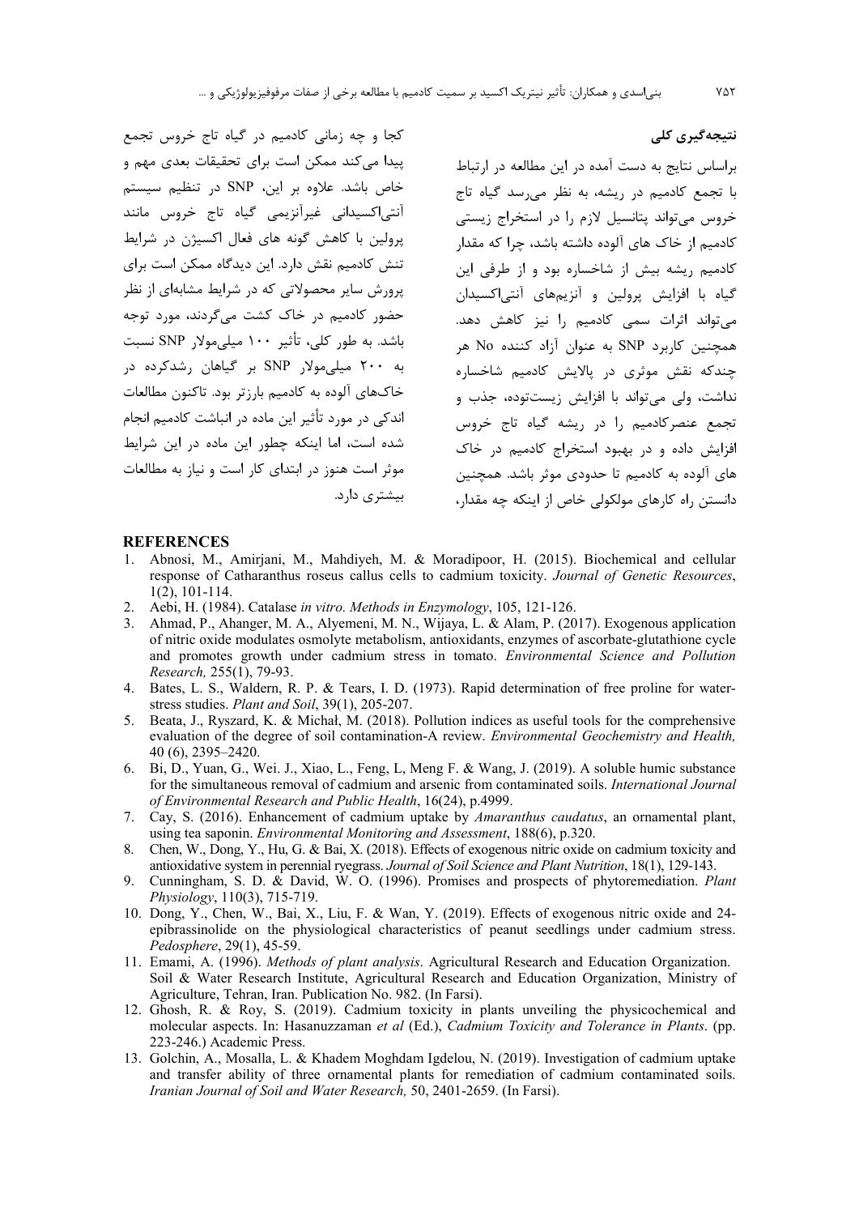## نتیجه‌گیری کلی

براساس نتایج به دست آمده در این مطالعه در ارتباط با تجمع کادمیم در ریشه، به نظر می‌رسد گیاه تاج خروس می‌تواند پتانسیل لازم را در استخراج زیستی کادمیم از خاک های آلوده داشته باشد، چرا که مقدار کادمیم ریشه بیش از شاخساره بود و از طرفی این گیاه با افزایش پرولین و آنزیم‌های آنتی‌اکسیدان می‌تواند اثرات سمی کادمیم را نیز کاهش دهد. همچنین کاربرد SNP به عنوان آزاد کننده No هر چندکه نقش موثری در پالایش کادمیم شاخساره نداشت، ولی می‌تواند با افزایش زیست‌توده، جذب و تجمع عنصرکادمیم را در ریشه گیاه تاج خروس افزایش داده و در بهبود استخراج کادمیم در خاک های آلوده به کادمیم تا حدودی موثر باشد. همچنین دانستن راه کارهای مولکولی خاص از اینکه چه مقدار، کجا و چه زمانی کادمیم در گیاه تاج خروس تجمع پیدا می‌کند ممکن است برای تحقیقات بعدی مهم و خاص باشد. علاوه بر این، SNP در تنظیم سیستم آنتی‌اکسیدانی غیرآنزیمی گیاه تاج خروس مانند پرولین با کاهش گونه های فعال اکسیژن در شرایط تنش کادمیم نقش دارد. این دیدگاه ممکن است برای پرورش سایر محصولاتی که در شرایط مشابه‌ای از نظر حضور کادمیم در خاک کشت می‌گردند، مورد توجه باشد. به طور کلی، تأثیر ۱۰۰ میلی‌مولار SNP نسبت به ۲۰۰ میلی‌مولار SNP بر گیاهان رشدکرده در خاک‌های آلوده به کادمیم بارزتر بود. تاکنون مطالعات اندکی در مورد تأثیر این ماده در انباشت کادمیم انجام شده است، اما اینکه چطور این ماده در این شرایط موثر است هنوز در ابتدای کار است و نیاز به مطالعات بیشتری دارد.

## REFERENCES

1. Abnosi, M., Amirjani, M., Mahdiyeh, M. & Moradipoor, H. (2015). Biochemical and cellular response of Catharanthus roseus callus cells to cadmium toxicity. *Journal of Genetic Resources*, 1(2), 101-114.
2. Aebi, H. (1984). Catalase *in vitro. Methods in Enzymology*, 105, 121-126.
3. Ahmad, P., Ahanger, M. A., Alyemeni, M. N., Wijaya, L. & Alam, P. (2017). Exogenous application of nitric oxide modulates osmolyte metabolism, antioxidants, enzymes of ascorbate-glutathione cycle and promotes growth under cadmium stress in tomato. *Environmental Science and Pollution Research,* 255(1), 79-93.
4. Bates, L. S., Waldern, R. P. & Tears, I. D. (1973). Rapid determination of free proline for water-stress studies. *Plant and Soil*, 39(1), 205-207.
5. Beata, J., Ryszard, K. & Michał, M. (2018). Pollution indices as useful tools for the comprehensive evaluation of the degree of soil contamination-A review. *Environmental Geochemistry and Health,* 40 (6), 2395–2420.
6. Bi, D., Yuan, G., Wei. J., Xiao, L., Feng, L, Meng F. & Wang, J. (2019). A soluble humic substance for the simultaneous removal of cadmium and arsenic from contaminated soils. *International Journal of Environmental Research and Public Health*, 16(24), p.4999.
7. Cay, S. (2016). Enhancement of cadmium uptake by *Amaranthus caudatus*, an ornamental plant, using tea saponin. *Environmental Monitoring and Assessment*, 188(6), p.320.
8. Chen, W., Dong, Y., Hu, G. & Bai, X. (2018). Effects of exogenous nitric oxide on cadmium toxicity and antioxidative system in perennial ryegrass. *Journal of Soil Science and Plant Nutrition*, 18(1), 129-143.
9. Cunningham, S. D. & David, W. O. (1996). Promises and prospects of phytoremediation. *Plant Physiology*, 110(3), 715-719.
10. Dong, Y., Chen, W., Bai, X., Liu, F. & Wan, Y. (2019). Effects of exogenous nitric oxide and 24-epibrassinolide on the physiological characteristics of peanut seedlings under cadmium stress. *Pedosphere*, 29(1), 45-59.
11. Emami, A. (1996). *Methods of plant analysis*. Agricultural Research and Education Organization. Soil & Water Research Institute, Agricultural Research and Education Organization, Ministry of Agriculture, Tehran, Iran. Publication No. 982. (In Farsi).
12. Ghosh, R. & Roy, S. (2019). Cadmium toxicity in plants unveiling the physicochemical and molecular aspects. In: Hasanuzzaman *et al* (Ed.), *Cadmium Toxicity and Tolerance in Plants*. (pp. 223-246.) Academic Press.
13. Golchin, A., Mosalla, L. & Khadem Moghdam Igdelou, N. (2019). Investigation of cadmium uptake and transfer ability of three ornamental plants for remediation of cadmium contaminated soils. *Iranian Journal of Soil and Water Research,* 50, 2401-2659. (In Farsi).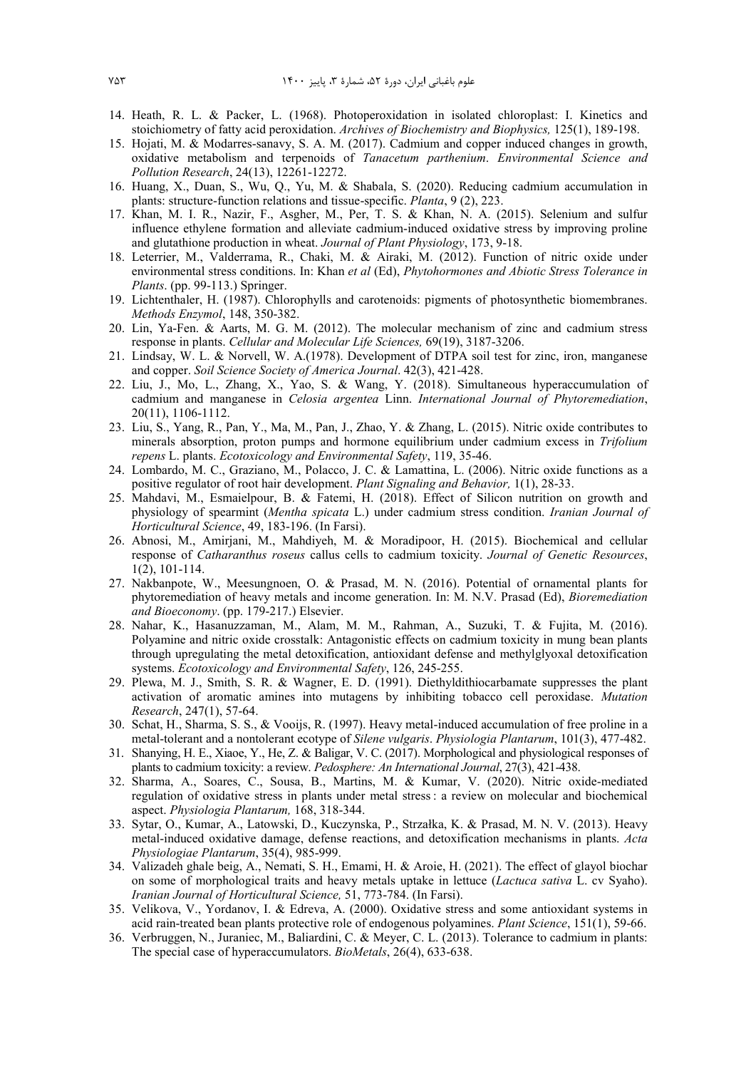14. Heath, R. L. & Packer, L. (1968). Photoperoxidation in isolated chloroplast: I. Kinetics and stoichiometry of fatty acid peroxidation. *Archives of Biochemistry and Biophysics,* 125(1), 189-198.
15. Hojati, M. & Modarres-sanavy, S. A. M. (2017). Cadmium and copper induced changes in growth, oxidative metabolism and terpenoids of *Tanacetum parthenium*. *Environmental Science and Pollution Research*, 24(13), 12261-12272.
16. Huang, X., Duan, S., Wu, Q., Yu, M. & Shabala, S. (2020). Reducing cadmium accumulation in plants: structure-function relations and tissue-specific. *Planta*, 9 (2), 223.
17. Khan, M. I. R., Nazir, F., Asgher, M., Per, T. S. & Khan, N. A. (2015). Selenium and sulfur influence ethylene formation and alleviate cadmium-induced oxidative stress by improving proline and glutathione production in wheat. *Journal of Plant Physiology*, 173, 9-18.
18. Leterrier, M., Valderrama, R., Chaki, M. & Airaki, M. (2012). Function of nitric oxide under environmental stress conditions. In: Khan *et al* (Ed), *Phytohormones and Abiotic Stress Tolerance in Plants*. (pp. 99-113.) Springer.
19. Lichtenthaler, H. (1987). Chlorophylls and carotenoids: pigments of photosynthetic biomembranes. *Methods Enzymol*, 148, 350-382.
20. Lin, Ya-Fen. & Aarts, M. G. M. (2012). The molecular mechanism of zinc and cadmium stress response in plants. *Cellular and Molecular Life Sciences,* 69(19), 3187-3206.
21. Lindsay, W. L. & Norvell, W. A.(1978). Development of DTPA soil test for zinc, iron, manganese and copper. *Soil Science Society of America Journal*. 42(3), 421-428.
22. Liu, J., Mo, L., Zhang, X., Yao, S. & Wang, Y. (2018). Simultaneous hyperaccumulation of cadmium and manganese in *Celosia argentea* Linn. *International Journal of Phytoremediation*, 20(11), 1106-1112.
23. Liu, S., Yang, R., Pan, Y., Ma, M., Pan, J., Zhao, Y. & Zhang, L. (2015). Nitric oxide contributes to minerals absorption, proton pumps and hormone equilibrium under cadmium excess in *Trifolium repens* L. plants. *Ecotoxicology and Environmental Safety*, 119, 35-46.
24. Lombardo, M. C., Graziano, M., Polacco, J. C. & Lamattina, L. (2006). Nitric oxide functions as a positive regulator of root hair development. *Plant Signaling and Behavior,* 1(1), 28-33.
25. Mahdavi, M., Esmaielpour, B. & Fatemi, H. (2018). Effect of Silicon nutrition on growth and physiology of spearmint (*Mentha spicata* L.) under cadmium stress condition. *Iranian Journal of Horticultural Science*, 49, 183-196. (In Farsi).
26. Abnosi, M., Amirjani, M., Mahdiyeh, M. & Moradipoor, H. (2015). Biochemical and cellular response of *Catharanthus roseus* callus cells to cadmium toxicity. *Journal of Genetic Resources*, 1(2), 101-114.
27. Nakbanpote, W., Meesungnoen, O. & Prasad, M. N. (2016). Potential of ornamental plants for phytoremediation of heavy metals and income generation. In: M. N.V. Prasad (Ed), *Bioremediation and Bioeconomy*. (pp. 179-217.) Elsevier.
28. Nahar, K., Hasanuzzaman, M., Alam, M. M., Rahman, A., Suzuki, T. & Fujita, M. (2016). Polyamine and nitric oxide crosstalk: Antagonistic effects on cadmium toxicity in mung bean plants through upregulating the metal detoxification, antioxidant defense and methylglyoxal detoxification systems. *Ecotoxicology and Environmental Safety*, 126, 245-255.
29. Plewa, M. J., Smith, S. R. & Wagner, E. D. (1991). Diethyldithiocarbamate suppresses the plant activation of aromatic amines into mutagens by inhibiting tobacco cell peroxidase. *Mutation Research*, 247(1), 57-64.
30. Schat, H., Sharma, S. S., & Vooijs, R. (1997). Heavy metal-induced accumulation of free proline in a metal-tolerant and a nontolerant ecotype of *Silene vulgaris*. *Physiologia Plantarum*, 101(3), 477-482.
31. Shanying, H. E., Xiaoe, Y., He, Z. & Baligar, V. C. (2017). Morphological and physiological responses of plants to cadmium toxicity: a review. *Pedosphere: An International Journal*, 27(3), 421-438.
32. Sharma, A., Soares, C., Sousa, B., Martins, M. & Kumar, V. (2020). Nitric oxide-mediated regulation of oxidative stress in plants under metal stress : a review on molecular and biochemical aspect. *Physiologia Plantarum,* 168, 318-344.
33. Sytar, O., Kumar, A., Latowski, D., Kuczynska, P., Strzałka, K. & Prasad, M. N. V. (2013). Heavy metal-induced oxidative damage, defense reactions, and detoxification mechanisms in plants. *Acta Physiologiae Plantarum*, 35(4), 985-999.
34. Valizadeh ghale beig, A., Nemati, S. H., Emami, H. & Aroie, H. (2021). The effect of glayol biochar on some of morphological traits and heavy metals uptake in lettuce (*Lactuca sativa* L. cv Syaho). *Iranian Journal of Horticultural Science,* 51, 773-784. (In Farsi).
35. Velikova, V., Yordanov, I. & Edreva, A. (2000). Oxidative stress and some antioxidant systems in acid rain-treated bean plants protective role of endogenous polyamines. *Plant Science*, 151(1), 59-66.
36. Verbruggen, N., Juraniec, M., Baliardini, C. & Meyer, C. L. (2013). Tolerance to cadmium in plants: The special case of hyperaccumulators. *BioMetals*, 26(4), 633-638.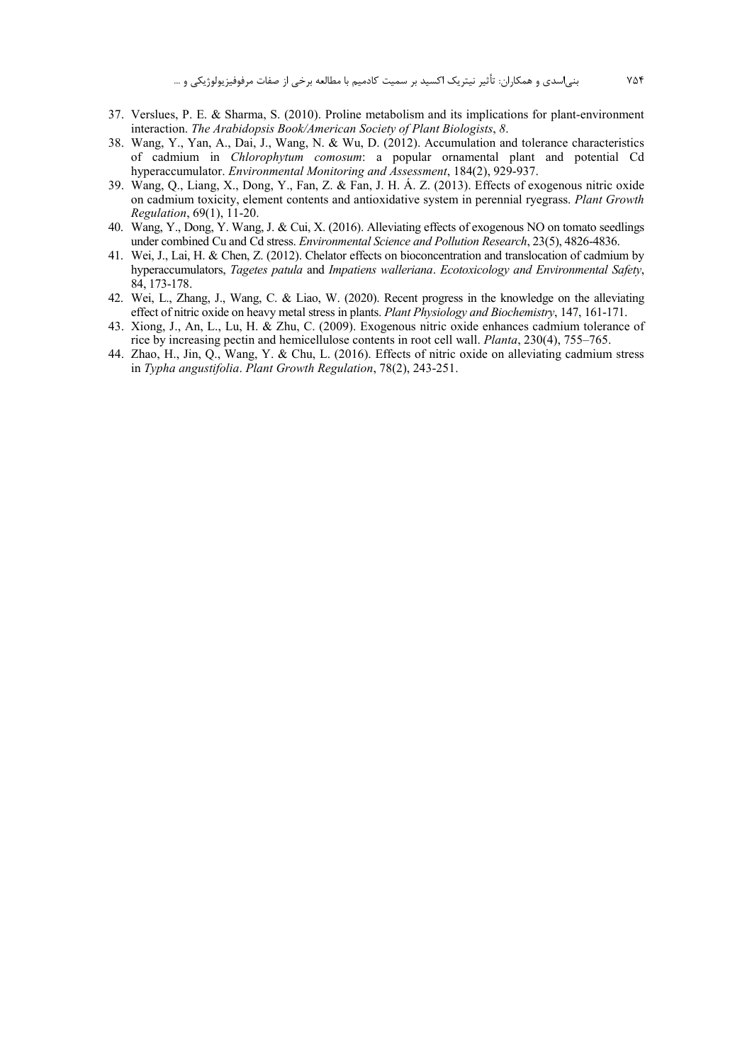37. Verslues, P. E. & Sharma, S. (2010). Proline metabolism and its implications for plant-environment interaction. *The Arabidopsis Book/American Society of Plant Biologists*, *8*.
38. Wang, Y., Yan, A., Dai, J., Wang, N. & Wu, D. (2012). Accumulation and tolerance characteristics of cadmium in *Chlorophytum comosum*: a popular ornamental plant and potential Cd hyperaccumulator. *Environmental Monitoring and Assessment*, 184(2), 929-937.
39. Wang, Q., Liang, X., Dong, Y., Fan, Z. & Fan, J. H. Á. Z. (2013). Effects of exogenous nitric oxide on cadmium toxicity, element contents and antioxidative system in perennial ryegrass. *Plant Growth Regulation*, 69(1), 11-20.
40. Wang, Y., Dong, Y. Wang, J. & Cui, X. (2016). Alleviating effects of exogenous NO on tomato seedlings under combined Cu and Cd stress. *Environmental Science and Pollution Research*, 23(5), 4826-4836.
41. Wei, J., Lai, H. & Chen, Z. (2012). Chelator effects on bioconcentration and translocation of cadmium by hyperaccumulators, *Tagetes patula* and *Impatiens walleriana*. *Ecotoxicology and Environmental Safety*, 84, 173-178.
42. Wei, L., Zhang, J., Wang, C. & Liao, W. (2020). Recent progress in the knowledge on the alleviating effect of nitric oxide on heavy metal stress in plants. *Plant Physiology and Biochemistry*, 147, 161-171.
43. Xiong, J., An, L., Lu, H. & Zhu, C. (2009). Exogenous nitric oxide enhances cadmium tolerance of rice by increasing pectin and hemicellulose contents in root cell wall. *Planta*, 230(4), 755–765.
44. Zhao, H., Jin, Q., Wang, Y. & Chu, L. (2016). Effects of nitric oxide on alleviating cadmium stress in *Typha angustifolia*. *Plant Growth Regulation*, 78(2), 243-251.